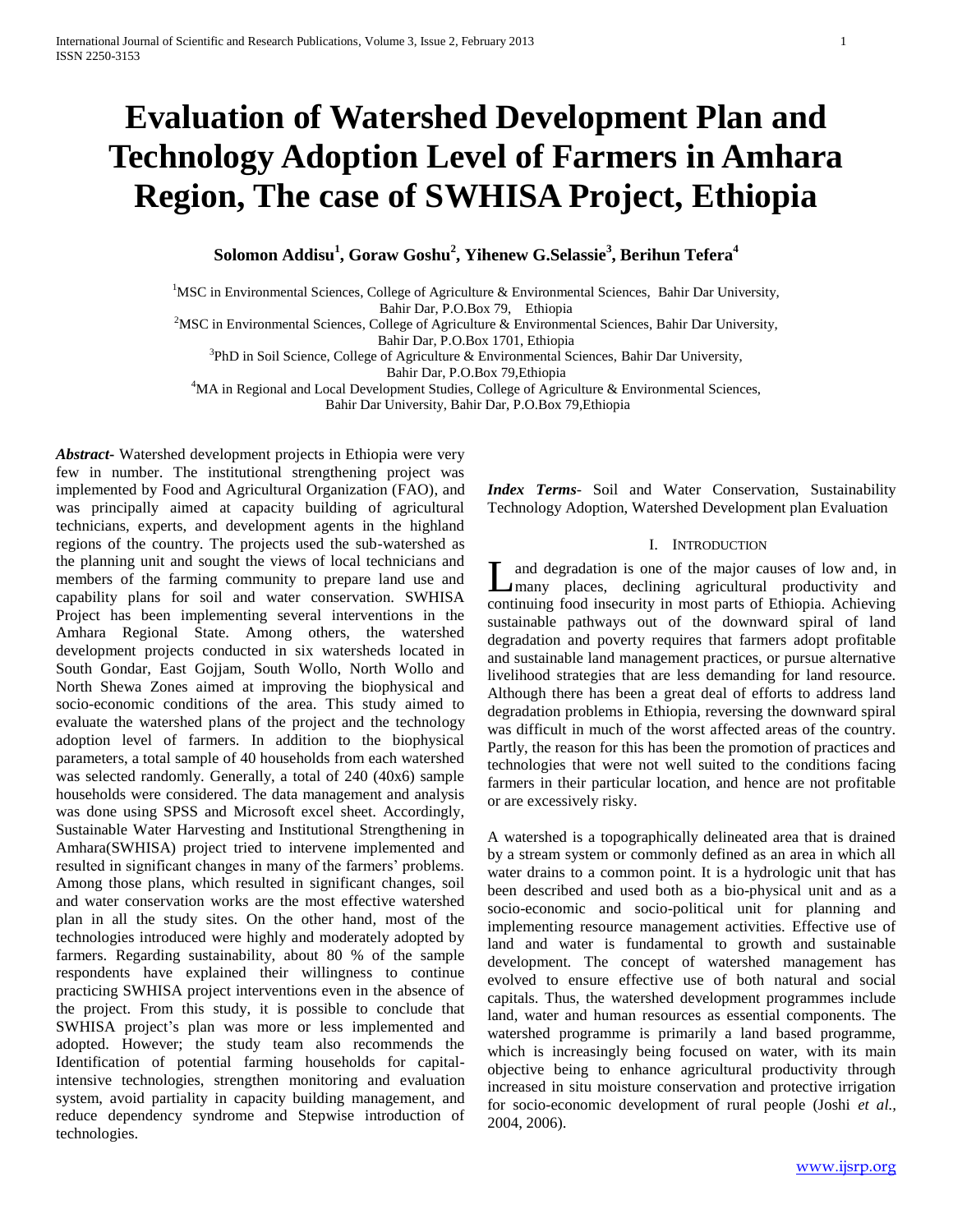# Evaluation of Watershed Development Plan and Technology Adoption Level of Farmers in Amhara Region, The case of SWHISA Project, Ethiopia

**Solomon Addisu[1], Goraw Goshu[2], Yihenew G.Selassie[3], Berihun Tefera[4]**

[1]MSC in Environmental Sciences, College of Agriculture & Environmental Sciences, Bahir Dar University, Bahir Dar, P.O.Box 79, Ethiopia

[2]MSC in Environmental Sciences, College of Agriculture & Environmental Sciences, Bahir Dar University, Bahir Dar, P.O.Box 1701, Ethiopia

[3]PhD in Soil Science, College of Agriculture & Environmental Sciences, Bahir Dar University, Bahir Dar, P.O.Box 79,Ethiopia

[4]MA in Regional and Local Development Studies, College of Agriculture & Environmental Sciences, Bahir Dar University, Bahir Dar, P.O.Box 79,Ethiopia

***Abstract***- Watershed development projects in Ethiopia were very few in number. The institutional strengthening project was implemented by Food and Agricultural Organization (FAO), and was principally aimed at capacity building of agricultural technicians, experts, and development agents in the highland regions of the country. The projects used the sub-watershed as the planning unit and sought the views of local technicians and members of the farming community to prepare land use and capability plans for soil and water conservation. SWHISA Project has been implementing several interventions in the Amhara Regional State. Among others, the watershed development projects conducted in six watersheds located in South Gondar, East Gojjam, South Wollo, North Wollo and North Shewa Zones aimed at improving the biophysical and socio-economic conditions of the area. This study aimed to evaluate the watershed plans of the project and the technology adoption level of farmers. In addition to the biophysical parameters, a total sample of 40 households from each watershed was selected randomly. Generally, a total of 240 (40x6) sample households were considered. The data management and analysis was done using SPSS and Microsoft excel sheet. Accordingly, Sustainable Water Harvesting and Institutional Strengthening in Amhara(SWHISA) project tried to intervene implemented and resulted in significant changes in many of the farmers' problems. Among those plans, which resulted in significant changes, soil and water conservation works are the most effective watershed plan in all the study sites. On the other hand, most of the technologies introduced were highly and moderately adopted by farmers. Regarding sustainability, about 80 % of the sample respondents have explained their willingness to continue practicing SWHISA project interventions even in the absence of the project. From this study, it is possible to conclude that SWHISA project's plan was more or less implemented and adopted. However; the study team also recommends the Identification of potential farming households for capital-intensive technologies, strengthen monitoring and evaluation system, avoid partiality in capacity building management, and reduce dependency syndrome and Stepwise introduction of technologies.

***Index Terms***- Soil and Water Conservation, Sustainability Technology Adoption, Watershed Development plan Evaluation

## I. Introduction

Land degradation is one of the major causes of low and, in many places, declining agricultural productivity and continuing food insecurity in most parts of Ethiopia. Achieving sustainable pathways out of the downward spiral of land degradation and poverty requires that farmers adopt profitable and sustainable land management practices, or pursue alternative livelihood strategies that are less demanding for land resource. Although there has been a great deal of efforts to address land degradation problems in Ethiopia, reversing the downward spiral was difficult in much of the worst affected areas of the country. Partly, the reason for this has been the promotion of practices and technologies that were not well suited to the conditions facing farmers in their particular location, and hence are not profitable or are excessively risky.

A watershed is a topographically delineated area that is drained by a stream system or commonly defined as an area in which all water drains to a common point. It is a hydrologic unit that has been described and used both as a bio-physical unit and as a socio-economic and socio-political unit for planning and implementing resource management activities. Effective use of land and water is fundamental to growth and sustainable development. The concept of watershed management has evolved to ensure effective use of both natural and social capitals. Thus, the watershed development programmes include land, water and human resources as essential components. The watershed programme is primarily a land based programme, which is increasingly being focused on water, with its main objective being to enhance agricultural productivity through increased in situ moisture conservation and protective irrigation for socio-economic development of rural people (Joshi *et al.,* 2004, 2006).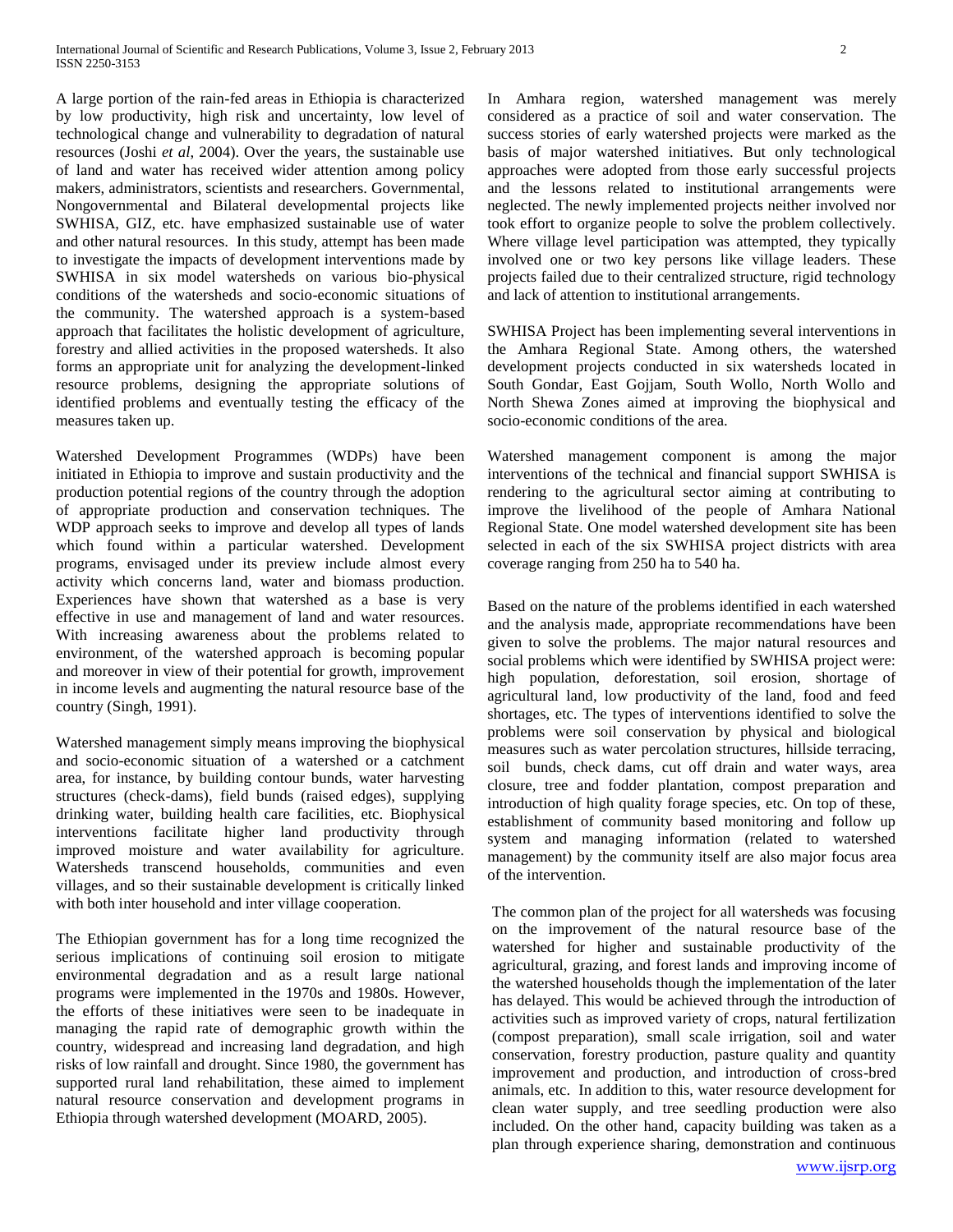A large portion of the rain-fed areas in Ethiopia is characterized by low productivity, high risk and uncertainty, low level of technological change and vulnerability to degradation of natural resources (Joshi *et al*, 2004). Over the years, the sustainable use of land and water has received wider attention among policy makers, administrators, scientists and researchers. Governmental, Nongovernmental and Bilateral developmental projects like SWHISA, GIZ, etc. have emphasized sustainable use of water and other natural resources. In this study, attempt has been made to investigate the impacts of development interventions made by SWHISA in six model watersheds on various bio-physical conditions of the watersheds and socio-economic situations of the community. The watershed approach is a system-based approach that facilitates the holistic development of agriculture, forestry and allied activities in the proposed watersheds. It also forms an appropriate unit for analyzing the development-linked resource problems, designing the appropriate solutions of identified problems and eventually testing the efficacy of the measures taken up.

Watershed Development Programmes (WDPs) have been initiated in Ethiopia to improve and sustain productivity and the production potential regions of the country through the adoption of appropriate production and conservation techniques. The WDP approach seeks to improve and develop all types of lands which found within a particular watershed. Development programs, envisaged under its preview include almost every activity which concerns land, water and biomass production. Experiences have shown that watershed as a base is very effective in use and management of land and water resources. With increasing awareness about the problems related to environment, of the watershed approach is becoming popular and moreover in view of their potential for growth, improvement in income levels and augmenting the natural resource base of the country (Singh, 1991).

Watershed management simply means improving the biophysical and socio-economic situation of a watershed or a catchment area, for instance, by building contour bunds, water harvesting structures (check-dams), field bunds (raised edges), supplying drinking water, building health care facilities, etc. Biophysical interventions facilitate higher land productivity through improved moisture and water availability for agriculture. Watersheds transcend households, communities and even villages, and so their sustainable development is critically linked with both inter household and inter village cooperation.

The Ethiopian government has for a long time recognized the serious implications of continuing soil erosion to mitigate environmental degradation and as a result large national programs were implemented in the 1970s and 1980s. However, the efforts of these initiatives were seen to be inadequate in managing the rapid rate of demographic growth within the country, widespread and increasing land degradation, and high risks of low rainfall and drought. Since 1980, the government has supported rural land rehabilitation, these aimed to implement natural resource conservation and development programs in Ethiopia through watershed development (MOARD, 2005).

In Amhara region, watershed management was merely considered as a practice of soil and water conservation. The success stories of early watershed projects were marked as the basis of major watershed initiatives. But only technological approaches were adopted from those early successful projects and the lessons related to institutional arrangements were neglected. The newly implemented projects neither involved nor took effort to organize people to solve the problem collectively. Where village level participation was attempted, they typically involved one or two key persons like village leaders. These projects failed due to their centralized structure, rigid technology and lack of attention to institutional arrangements.

SWHISA Project has been implementing several interventions in the Amhara Regional State. Among others, the watershed development projects conducted in six watersheds located in South Gondar, East Gojjam, South Wollo, North Wollo and North Shewa Zones aimed at improving the biophysical and socio-economic conditions of the area.

Watershed management component is among the major interventions of the technical and financial support SWHISA is rendering to the agricultural sector aiming at contributing to improve the livelihood of the people of Amhara National Regional State. One model watershed development site has been selected in each of the six SWHISA project districts with area coverage ranging from 250 ha to 540 ha.

Based on the nature of the problems identified in each watershed and the analysis made, appropriate recommendations have been given to solve the problems. The major natural resources and social problems which were identified by SWHISA project were: high population, deforestation, soil erosion, shortage of agricultural land, low productivity of the land, food and feed shortages, etc. The types of interventions identified to solve the problems were soil conservation by physical and biological measures such as water percolation structures, hillside terracing, soil bunds, check dams, cut off drain and water ways, area closure, tree and fodder plantation, compost preparation and introduction of high quality forage species, etc. On top of these, establishment of community based monitoring and follow up system and managing information (related to watershed management) by the community itself are also major focus area of the intervention.

The common plan of the project for all watersheds was focusing on the improvement of the natural resource base of the watershed for higher and sustainable productivity of the agricultural, grazing, and forest lands and improving income of the watershed households though the implementation of the later has delayed. This would be achieved through the introduction of activities such as improved variety of crops, natural fertilization (compost preparation), small scale irrigation, soil and water conservation, forestry production, pasture quality and quantity improvement and production, and introduction of cross-bred animals, etc. In addition to this, water resource development for clean water supply, and tree seedling production were also included. On the other hand, capacity building was taken as a plan through experience sharing, demonstration and continuous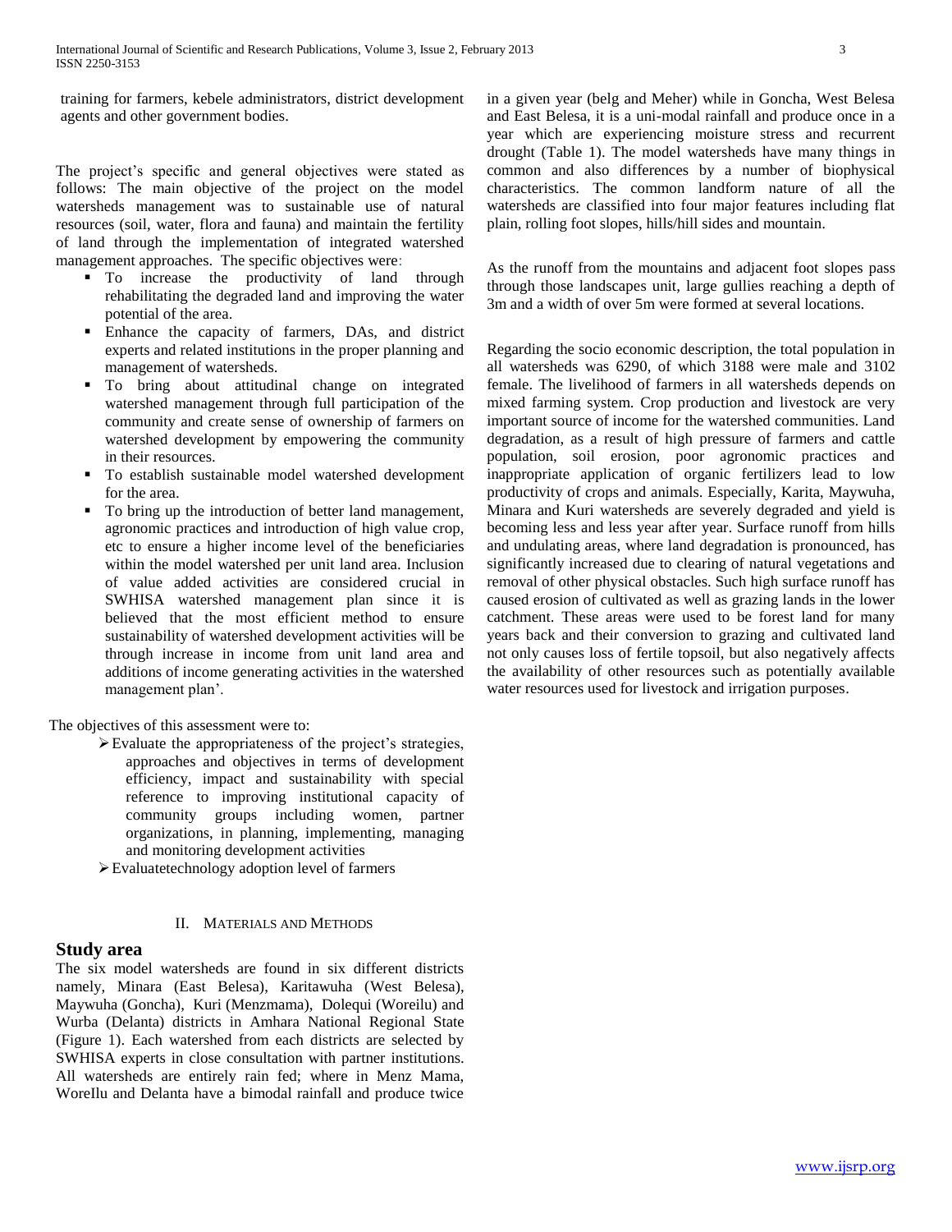training for farmers, kebele administrators, district development agents and other government bodies.

The project's specific and general objectives were stated as follows: The main objective of the project on the model watersheds management was to sustainable use of natural resources (soil, water, flora and fauna) and maintain the fertility of land through the implementation of integrated watershed management approaches. The specific objectives were:

- To increase the productivity of land through rehabilitating the degraded land and improving the water potential of the area.
- Enhance the capacity of farmers, DAs, and district experts and related institutions in the proper planning and management of watersheds.
- To bring about attitudinal change on integrated watershed management through full participation of the community and create sense of ownership of farmers on watershed development by empowering the community in their resources.
- To establish sustainable model watershed development for the area.
- To bring up the introduction of better land management, agronomic practices and introduction of high value crop, etc to ensure a higher income level of the beneficiaries within the model watershed per unit land area. Inclusion of value added activities are considered crucial in SWHISA watershed management plan since it is believed that the most efficient method to ensure sustainability of watershed development activities will be through increase in income from unit land area and additions of income generating activities in the watershed management plan'.

The objectives of this assessment were to:

- Evaluate the appropriateness of the project's strategies, approaches and objectives in terms of development efficiency, impact and sustainability with special reference to improving institutional capacity of community groups including women, partner organizations, in planning, implementing, managing and monitoring development activities
- Evaluatetechnology adoption level of farmers

## II. Materials and Methods

### Study area

The six model watersheds are found in six different districts namely, Minara (East Belesa), Karitawuha (West Belesa), Maywuha (Goncha), Kuri (Menzmama), Dolequi (Woreilu) and Wurba (Delanta) districts in Amhara National Regional State (Figure 1). Each watershed from each districts are selected by SWHISA experts in close consultation with partner institutions. All watersheds are entirely rain fed; where in Menz Mama, WoreIlu and Delanta have a bimodal rainfall and produce twice in a given year (belg and Meher) while in Goncha, West Belesa and East Belesa, it is a uni-modal rainfall and produce once in a year which are experiencing moisture stress and recurrent drought (Table 1). The model watersheds have many things in common and also differences by a number of biophysical characteristics. The common landform nature of all the watersheds are classified into four major features including flat plain, rolling foot slopes, hills/hill sides and mountain.

As the runoff from the mountains and adjacent foot slopes pass through those landscapes unit, large gullies reaching a depth of 3m and a width of over 5m were formed at several locations.

Regarding the socio economic description, the total population in all watersheds was 6290, of which 3188 were male and 3102 female. The livelihood of farmers in all watersheds depends on mixed farming system. Crop production and livestock are very important source of income for the watershed communities. Land degradation, as a result of high pressure of farmers and cattle population, soil erosion, poor agronomic practices and inappropriate application of organic fertilizers lead to low productivity of crops and animals. Especially, Karita, Maywuha, Minara and Kuri watersheds are severely degraded and yield is becoming less and less year after year. Surface runoff from hills and undulating areas, where land degradation is pronounced, has significantly increased due to clearing of natural vegetations and removal of other physical obstacles. Such high surface runoff has caused erosion of cultivated as well as grazing lands in the lower catchment. These areas were used to be forest land for many years back and their conversion to grazing and cultivated land not only causes loss of fertile topsoil, but also negatively affects the availability of other resources such as potentially available water resources used for livestock and irrigation purposes.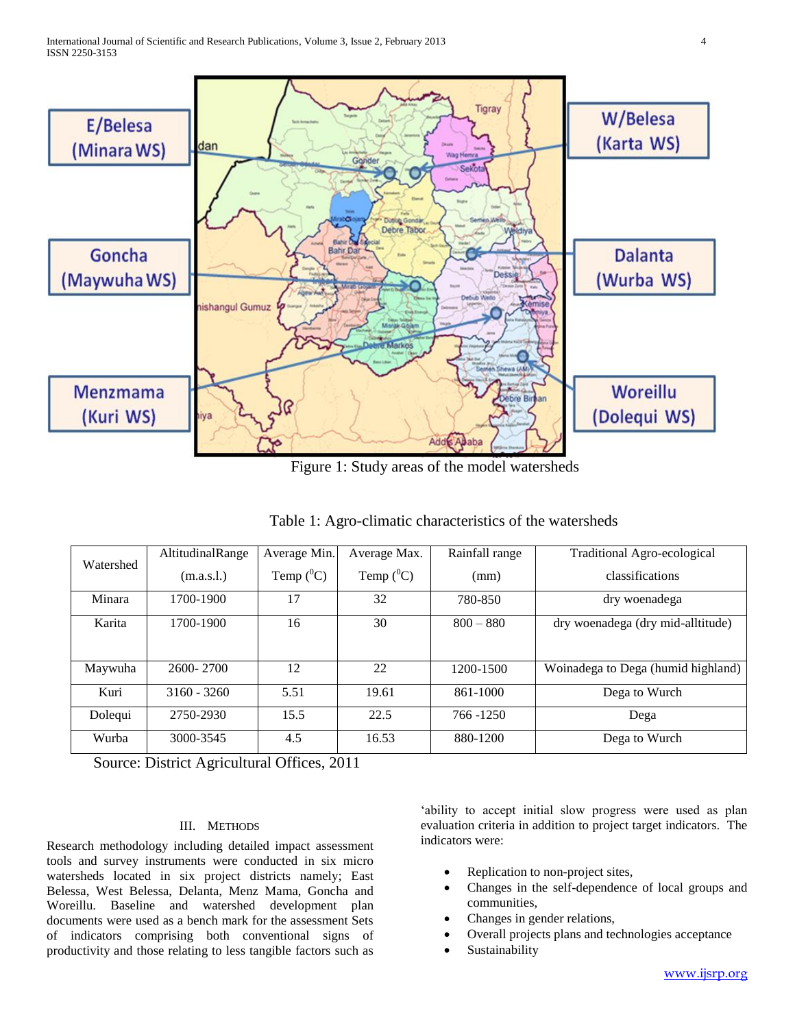Figure 1: Study areas of the model watersheds

Table 1: Agro-climatic characteristics of the watersheds

| Watershed | AltitudinalRange (m.a.s.l.) | Average Min. Temp ($^0$C) | Average Max. Temp ($^0$C) | Rainfall range (mm) | Traditional Agro-ecological classifications |
|---|---|---|---|---|---|
| Minara | 1700-1900 | 17 | 32 | 780-850 | dry woenadega |
| Karita | 1700-1900 | 16 | 30 | 800 – 880 | dry woenadega (dry mid-alltitude) |
| Maywuha | 2600- 2700 | 12 | 22 | 1200-1500 | Woinadega to Dega (humid highland) |
| Kuri | 3160 - 3260 | 5.51 | 19.61 | 861-1000 | Dega to Wurch |
| Dolequi | 2750-2930 | 15.5 | 22.5 | 766 -1250 | Dega |
| Wurba | 3000-3545 | 4.5 | 16.53 | 880-1200 | Dega to Wurch |

Source: District Agricultural Offices, 2011

## III. Methods

Research methodology including detailed impact assessment tools and survey instruments were conducted in six micro watersheds located in six project districts namely; East Belessa, West Belessa, Delanta, Menz Mama, Goncha and Woreillu. Baseline and watershed development plan documents were used as a bench mark for the assessment Sets of indicators comprising both conventional signs of productivity and those relating to less tangible factors such as 'ability to accept initial slow progress were used as plan evaluation criteria in addition to project target indicators. The indicators were:

- Replication to non-project sites,
- Changes in the self-dependence of local groups and communities,
- Changes in gender relations,
- Overall projects plans and technologies acceptance
- Sustainability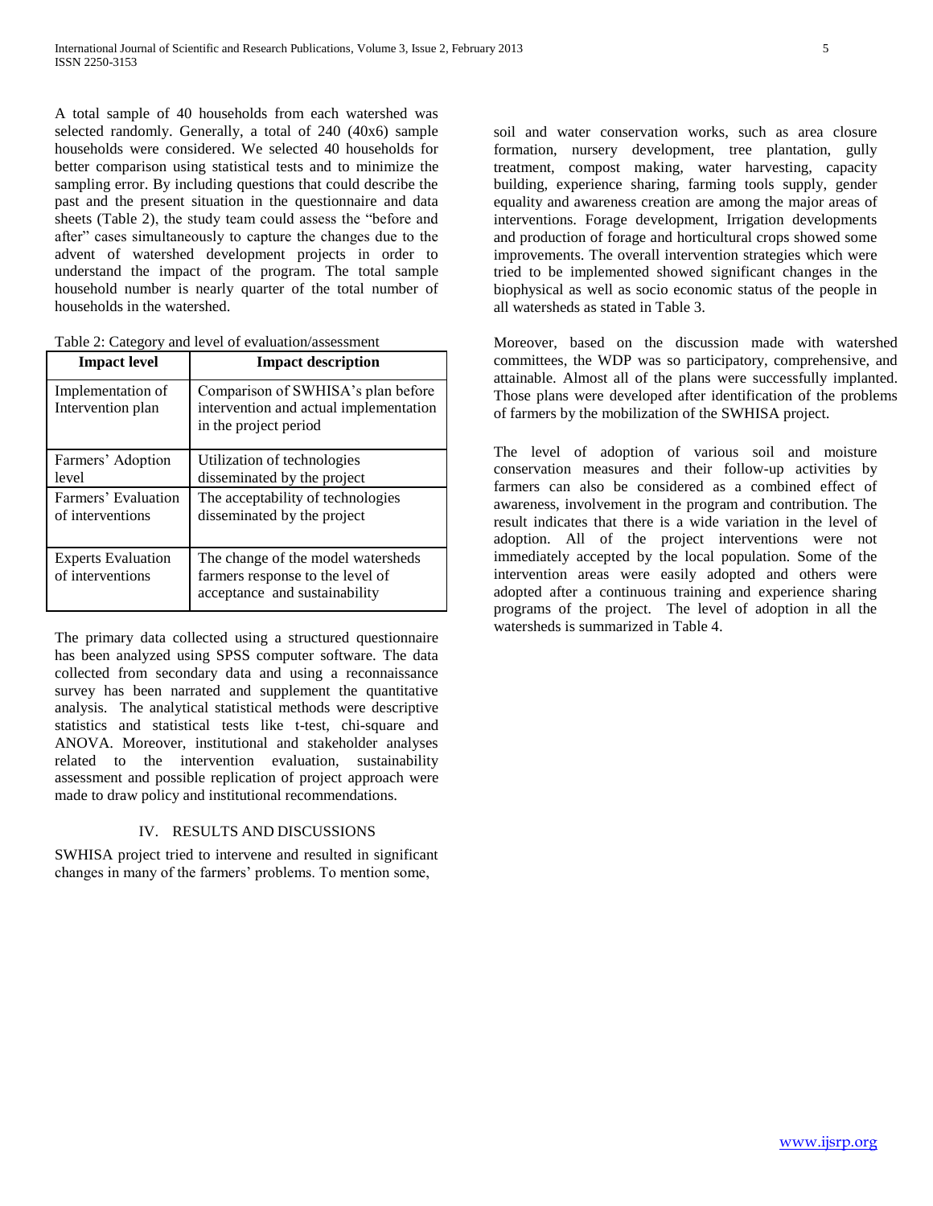A total sample of 40 households from each watershed was selected randomly. Generally, a total of 240 (40x6) sample households were considered. We selected 40 households for better comparison using statistical tests and to minimize the sampling error. By including questions that could describe the past and the present situation in the questionnaire and data sheets (Table 2), the study team could assess the "before and after" cases simultaneously to capture the changes due to the advent of watershed development projects in order to understand the impact of the program. The total sample household number is nearly quarter of the total number of households in the watershed.

Table 2: Category and level of evaluation/assessment

| Impact level | Impact description |
|---|---|
| Implementation of Intervention plan | Comparison of SWHISA's plan before intervention and actual implementation in the project period |
| Farmers' Adoption level | Utilization of technologies disseminated by the project |
| Farmers' Evaluation of interventions | The acceptability of technologies disseminated by the project |
| Experts Evaluation of interventions | The change of the model watersheds farmers response to the level of acceptance and sustainability |

The primary data collected using a structured questionnaire has been analyzed using SPSS computer software. The data collected from secondary data and using a reconnaissance survey has been narrated and supplement the quantitative analysis. The analytical statistical methods were descriptive statistics and statistical tests like t-test, chi-square and ANOVA. Moreover, institutional and stakeholder analyses related to the intervention evaluation, sustainability assessment and possible replication of project approach were made to draw policy and institutional recommendations.

## IV. RESULTS AND DISCUSSIONS

SWHISA project tried to intervene and resulted in significant changes in many of the farmers' problems. To mention some, soil and water conservation works, such as area closure formation, nursery development, tree plantation, gully treatment, compost making, water harvesting, capacity building, experience sharing, farming tools supply, gender equality and awareness creation are among the major areas of interventions. Forage development, Irrigation developments and production of forage and horticultural crops showed some improvements. The overall intervention strategies which were tried to be implemented showed significant changes in the biophysical as well as socio economic status of the people in all watersheds as stated in Table 3.

Moreover, based on the discussion made with watershed committees, the WDP was so participatory, comprehensive, and attainable. Almost all of the plans were successfully implanted. Those plans were developed after identification of the problems of farmers by the mobilization of the SWHISA project.

The level of adoption of various soil and moisture conservation measures and their follow-up activities by farmers can also be considered as a combined effect of awareness, involvement in the program and contribution. The result indicates that there is a wide variation in the level of adoption. All of the project interventions were not immediately accepted by the local population. Some of the intervention areas were easily adopted and others were adopted after a continuous training and experience sharing programs of the project. The level of adoption in all the watersheds is summarized in Table 4.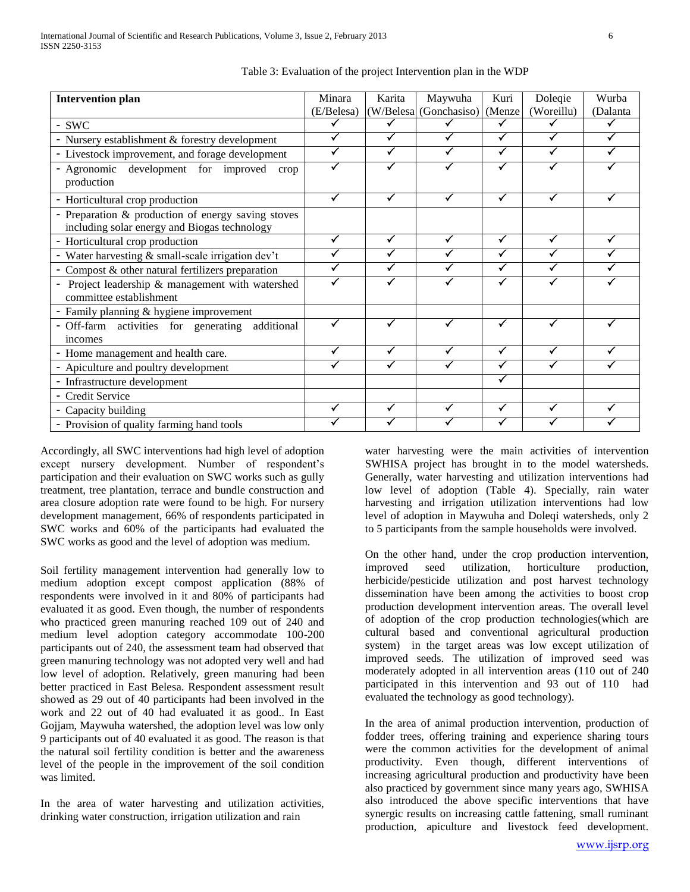Table 3: Evaluation of the project Intervention plan in the WDP

| Intervention plan | Minara (E/Belesa) | Karita (W/Belesa | Maywuha (Gonchasiso) | Kuri (Menze | Doleqie (Woreillu) | Wurba (Dalanta |
|---|---|---|---|---|---|---|
| - SWC | ✓ | ✓ | ✓ | ✓ | ✓ | ✓ |
| - Nursery establishment & forestry development | ✓ | ✓ | ✓ | ✓ | ✓ | ✓ |
| - Livestock improvement, and forage development | ✓ | ✓ | ✓ | ✓ | ✓ | ✓ |
| - Agronomic development for improved crop production | ✓ | ✓ | ✓ | ✓ | ✓ | ✓ |
| - Horticultural crop production | ✓ | ✓ | ✓ | ✓ | ✓ | ✓ |
| - Preparation & production of energy saving stoves including solar energy and Biogas technology | | | | | | |
| - Horticultural crop production | ✓ | ✓ | ✓ | ✓ | ✓ | ✓ |
| - Water harvesting & small-scale irrigation dev't | ✓ | ✓ | ✓ | ✓ | ✓ | ✓ |
| - Compost & other natural fertilizers preparation | ✓ | ✓ | ✓ | ✓ | ✓ | ✓ |
| - Project leadership & management with watershed committee establishment | ✓ | ✓ | ✓ | ✓ | ✓ | ✓ |
| - Family planning & hygiene improvement | | | | | | |
| - Off-farm activities for generating additional incomes | ✓ | ✓ | ✓ | ✓ | ✓ | ✓ |
| - Home management and health care. | ✓ | ✓ | ✓ | ✓ | ✓ | ✓ |
| - Apiculture and poultry development | ✓ | ✓ | ✓ | ✓ | ✓ | ✓ |
| - Infrastructure development | | | | ✓ | | |
| - Credit Service | | | | | | |
| - Capacity building | ✓ | ✓ | ✓ | ✓ | ✓ | ✓ |
| - Provision of quality farming hand tools | ✓ | ✓ | ✓ | ✓ | ✓ | ✓ |

Accordingly, all SWC interventions had high level of adoption except nursery development. Number of respondent's participation and their evaluation on SWC works such as gully treatment, tree plantation, terrace and bundle construction and area closure adoption rate were found to be high. For nursery development management, 66% of respondents participated in SWC works and 60% of the participants had evaluated the SWC works as good and the level of adoption was medium.

Soil fertility management intervention had generally low to medium adoption except compost application (88% of respondents were involved in it and 80% of participants had evaluated it as good. Even though, the number of respondents who practiced green manuring reached 109 out of 240 and medium level adoption category accommodate 100-200 participants out of 240, the assessment team had observed that green manuring technology was not adopted very well and had low level of adoption. Relatively, green manuring had been better practiced in East Belesa. Respondent assessment result showed as 29 out of 40 participants had been involved in the work and 22 out of 40 had evaluated it as good.. In East Gojjam, Maywuha watershed, the adoption level was low only 9 participants out of 40 evaluated it as good. The reason is that the natural soil fertility condition is better and the awareness level of the people in the improvement of the soil condition was limited.

In the area of water harvesting and utilization activities, drinking water construction, irrigation utilization and rain water harvesting were the main activities of intervention SWHISA project has brought in to the model watersheds. Generally, water harvesting and utilization interventions had low level of adoption (Table 4). Specially, rain water harvesting and irrigation utilization interventions had low level of adoption in Maywuha and Doleqi watersheds, only 2 to 5 participants from the sample households were involved.

On the other hand, under the crop production intervention, improved seed utilization, horticulture production, herbicide/pesticide utilization and post harvest technology dissemination have been among the activities to boost crop production development intervention areas. The overall level of adoption of the crop production technologies(which are cultural based and conventional agricultural production system) in the target areas was low except utilization of improved seeds. The utilization of improved seed was moderately adopted in all intervention areas (110 out of 240 participated in this intervention and 93 out of 110 had evaluated the technology as good technology).

In the area of animal production intervention, production of fodder trees, offering training and experience sharing tours were the common activities for the development of animal productivity. Even though, different interventions of increasing agricultural production and productivity have been also practiced by government since many years ago, SWHISA also introduced the above specific interventions that have synergic results on increasing cattle fattening, small ruminant production, apiculture and livestock feed development.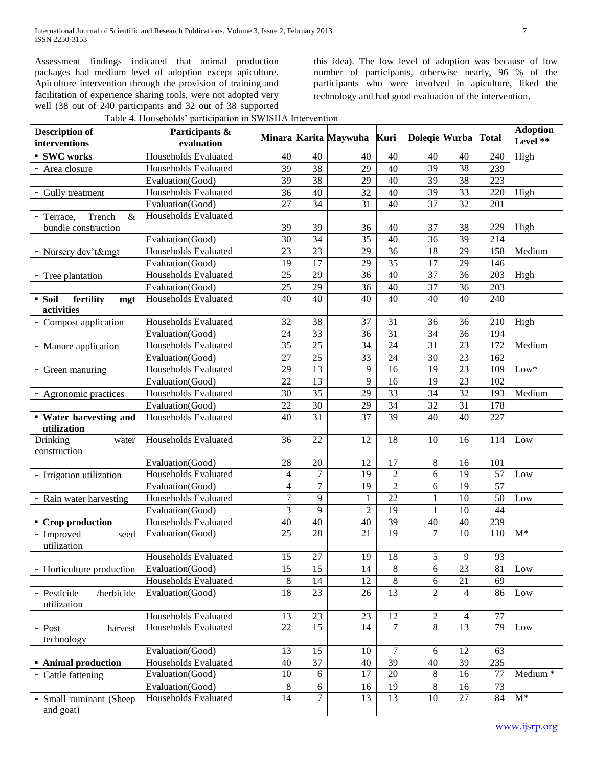Assessment findings indicated that animal production packages had medium level of adoption except apiculture. Apiculture intervention through the provision of training and facilitation of experience sharing tools, were not adopted very well (38 out of 240 participants and 32 out of 38 supported this idea). The low level of adoption was because of low number of participants, otherwise nearly, 96 % of the participants who were involved in apiculture, liked the technology and had good evaluation of the intervention.

Table 4. Households' participation in SWISHA Intervention

| Description of interventions | Participants & evaluation | Minara | Karita | Maywuha | Kuri | Doleqie | Wurba | Total | Adoption Level ** |
|---|---|---|---|---|---|---|---|---|---|
| ▪ **SWC works** | Households Evaluated | 40 | 40 | 40 | 40 | 40 | 40 | 240 | High |
| - Area closure | Households Evaluated | 39 | 38 | 29 | 40 | 39 | 38 | 239 | |
| | Evaluation(Good) | 39 | 38 | 29 | 40 | 39 | 38 | 223 | |
| - Gully treatment | Households Evaluated | 36 | 40 | 32 | 40 | 39 | 33 | 220 | High |
| | Evaluation(Good) | 27 | 34 | 31 | 40 | 37 | 32 | 201 | |
| - Terrace, Trench & bundle construction | Households Evaluated | 39 | 39 | 36 | 40 | 37 | 38 | 229 | High |
| | Evaluation(Good) | 30 | 34 | 35 | 40 | 36 | 39 | 214 | |
| - Nursery dev't&mgt | Households Evaluated | 23 | 23 | 29 | 36 | 18 | 29 | 158 | Medium |
| | Evaluation(Good) | 19 | 17 | 29 | 35 | 17 | 29 | 146 | |
| - Tree plantation | Households Evaluated | 25 | 29 | 36 | 40 | 37 | 36 | 203 | High |
| | Evaluation(Good) | 25 | 29 | 36 | 40 | 37 | 36 | 203 | |
| ▪ **Soil fertility mgt activities** | Households Evaluated | 40 | 40 | 40 | 40 | 40 | 40 | 240 | |
| - Compost application | Households Evaluated | 32 | 38 | 37 | 31 | 36 | 36 | 210 | High |
| | Evaluation(Good) | 24 | 33 | 36 | 31 | 34 | 36 | 194 | |
| - Manure application | Households Evaluated | 35 | 25 | 34 | 24 | 31 | 23 | 172 | Medium |
| | Evaluation(Good) | 27 | 25 | 33 | 24 | 30 | 23 | 162 | |
| - Green manuring | Households Evaluated | 29 | 13 | 9 | 16 | 19 | 23 | 109 | Low* |
| | Evaluation(Good) | 22 | 13 | 9 | 16 | 19 | 23 | 102 | |
| - Agronomic practices | Households Evaluated | 30 | 35 | 29 | 33 | 34 | 32 | 193 | Medium |
| | Evaluation(Good) | 22 | 30 | 29 | 34 | 32 | 31 | 178 | |
| ▪ **Water harvesting and utilization** | Households Evaluated | 40 | 31 | 37 | 39 | 40 | 40 | 227 | |
| Drinking water construction | Households Evaluated | 36 | 22 | 12 | 18 | 10 | 16 | 114 | Low |
| | Evaluation(Good) | 28 | 20 | 12 | 17 | 8 | 16 | 101 | |
| - Irrigation utilization | Households Evaluated | 4 | 7 | 19 | 2 | 6 | 19 | 57 | Low |
| | Evaluation(Good) | 4 | 7 | 19 | 2 | 6 | 19 | 57 | |
| - Rain water harvesting | Households Evaluated | 7 | 9 | 1 | 22 | 1 | 10 | 50 | Low |
| | Evaluation(Good) | 3 | 9 | 2 | 19 | 1 | 10 | 44 | |
| ▪ **Crop production** | Households Evaluated | 40 | 40 | 40 | 39 | 40 | 40 | 239 | |
| - Improved seed utilization | Evaluation(Good) | 25 | 28 | 21 | 19 | 7 | 10 | 110 | M* |
| | Households Evaluated | 15 | 27 | 19 | 18 | 5 | 9 | 93 | |
| - Horticulture production | Evaluation(Good) | 15 | 15 | 14 | 8 | 6 | 23 | 81 | Low |
| | Households Evaluated | 8 | 14 | 12 | 8 | 6 | 21 | 69 | |
| - Pesticide /herbicide utilization | Evaluation(Good) | 18 | 23 | 26 | 13 | 2 | 4 | 86 | Low |
| | Households Evaluated | 13 | 23 | 23 | 12 | 2 | 4 | 77 | |
| - Post harvest technology | Households Evaluated | 22 | 15 | 14 | 7 | 8 | 13 | 79 | Low |
| | Evaluation(Good) | 13 | 15 | 10 | 7 | 6 | 12 | 63 | |
| ▪ **Animal production** | Households Evaluated | 40 | 37 | 40 | 39 | 40 | 39 | 235 | |
| - Cattle fattening | Evaluation(Good) | 10 | 6 | 17 | 20 | 8 | 16 | 77 | Medium * |
| | Evaluation(Good) | 8 | 6 | 16 | 19 | 8 | 16 | 73 | |
| - Small ruminant (Sheep and goat) | Households Evaluated | 14 | 7 | 13 | 13 | 10 | 27 | 84 | M* |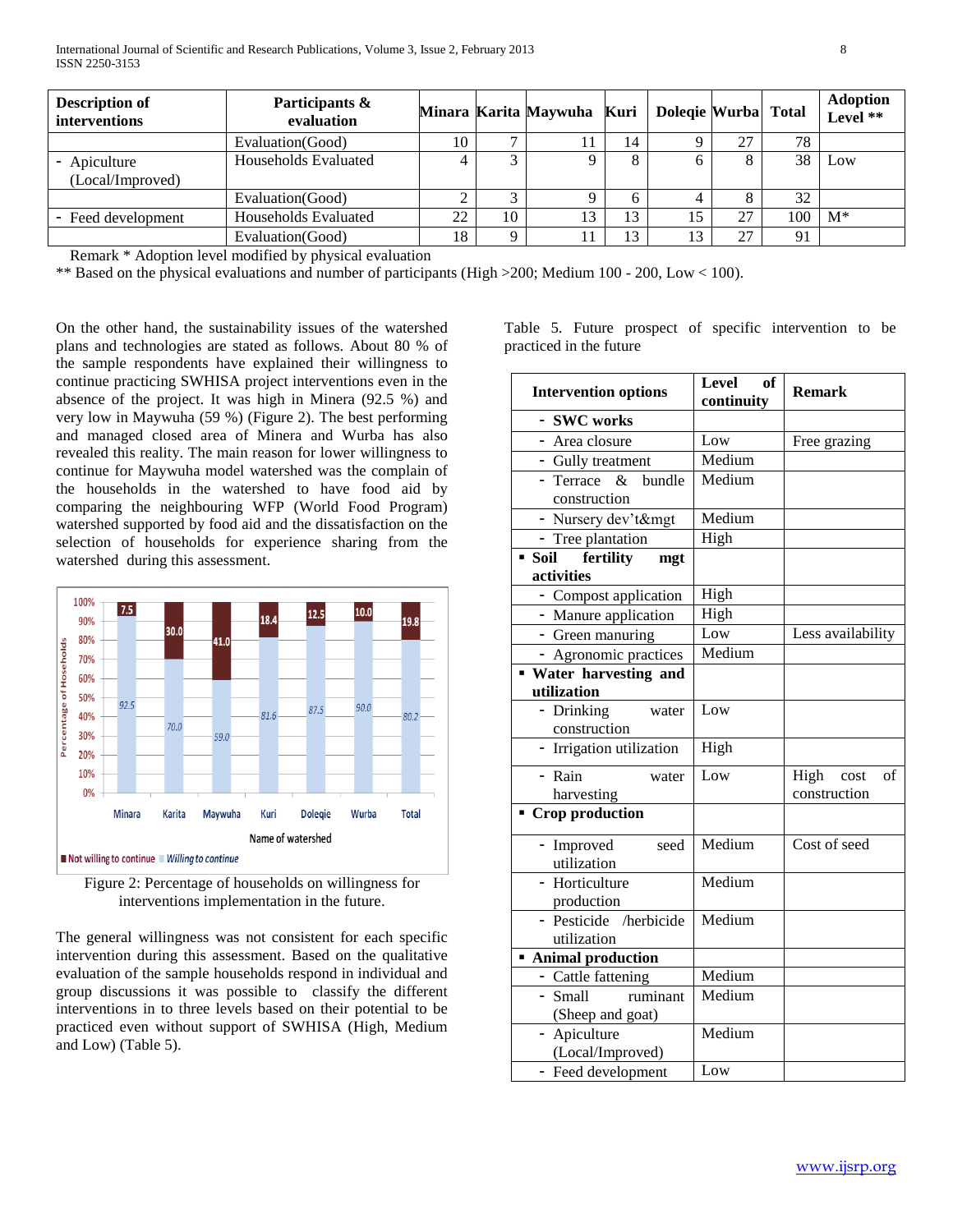| Description of interventions | Participants & evaluation | Minara | Karita | Maywuha | Kuri | Doleqie | Wurba | Total | Adoption Level ** |
|---|---|---|---|---|---|---|---|---|---|
| | Evaluation(Good) | 10 | 7 | 11 | 14 | 9 | 27 | 78 | |
| - Apiculture (Local/Improved) | Households Evaluated | 4 | 3 | 9 | 8 | 6 | 8 | 38 | Low |
| | Evaluation(Good) | 2 | 3 | 9 | 6 | 4 | 8 | 32 | |
| - Feed development | Households Evaluated | 22 | 10 | 13 | 13 | 15 | 27 | 100 | M* |
| | Evaluation(Good) | 18 | 9 | 11 | 13 | 13 | 27 | 91 | |

Remark * Adoption level modified by physical evaluation

** Based on the physical evaluations and number of participants (High >200; Medium 100 - 200, Low < 100).

On the other hand, the sustainability issues of the watershed plans and technologies are stated as follows. About 80 % of the sample respondents have explained their willingness to continue practicing SWHISA project interventions even in the absence of the project. It was high in Minera (92.5 %) and very low in Maywuha (59 %) (Figure 2). The best performing and managed closed area of Minera and Wurba has also revealed this reality. The main reason for lower willingness to continue for Maywuha model watershed was the complain of the households in the watershed to have food aid by comparing the neighbouring WFP (World Food Program) watershed supported by food aid and the dissatisfaction on the selection of households for experience sharing from the watershed during this assessment.

Figure 2: Percentage of households on willingness for interventions implementation in the future.

The general willingness was not consistent for each specific intervention during this assessment. Based on the qualitative evaluation of the sample households respond in individual and group discussions it was possible to classify the different interventions in to three levels based on their potential to be practiced even without support of SWHISA (High, Medium and Low) (Table 5).

Table 5. Future prospect of specific intervention to be practiced in the future

| Intervention options | Level of continuity | Remark |
|---|---|---|
| - **SWC works** | | |
| - Area closure | Low | Free grazing |
| - Gully treatment | Medium | |
| - Terrace & bundle construction | Medium | |
| - Nursery dev't&mgt | Medium | |
| - Tree plantation | High | |
| ▪ **Soil fertility mgt activities** | | |
| - Compost application | High | |
| - Manure application | High | |
| - Green manuring | Low | Less availability |
| - Agronomic practices | Medium | |
| ▪ **Water harvesting and utilization** | | |
| - Drinking water construction | Low | |
| - Irrigation utilization | High | |
| - Rain water harvesting | Low | High cost of construction |
| ▪ **Crop production** | | |
| - Improved seed utilization | Medium | Cost of seed |
| - Horticulture production | Medium | |
| - Pesticide /herbicide utilization | Medium | |
| ▪ **Animal production** | | |
| - Cattle fattening | Medium | |
| - Small ruminant (Sheep and goat) | Medium | |
| - Apiculture (Local/Improved) | Medium | |
| - Feed development | Low | |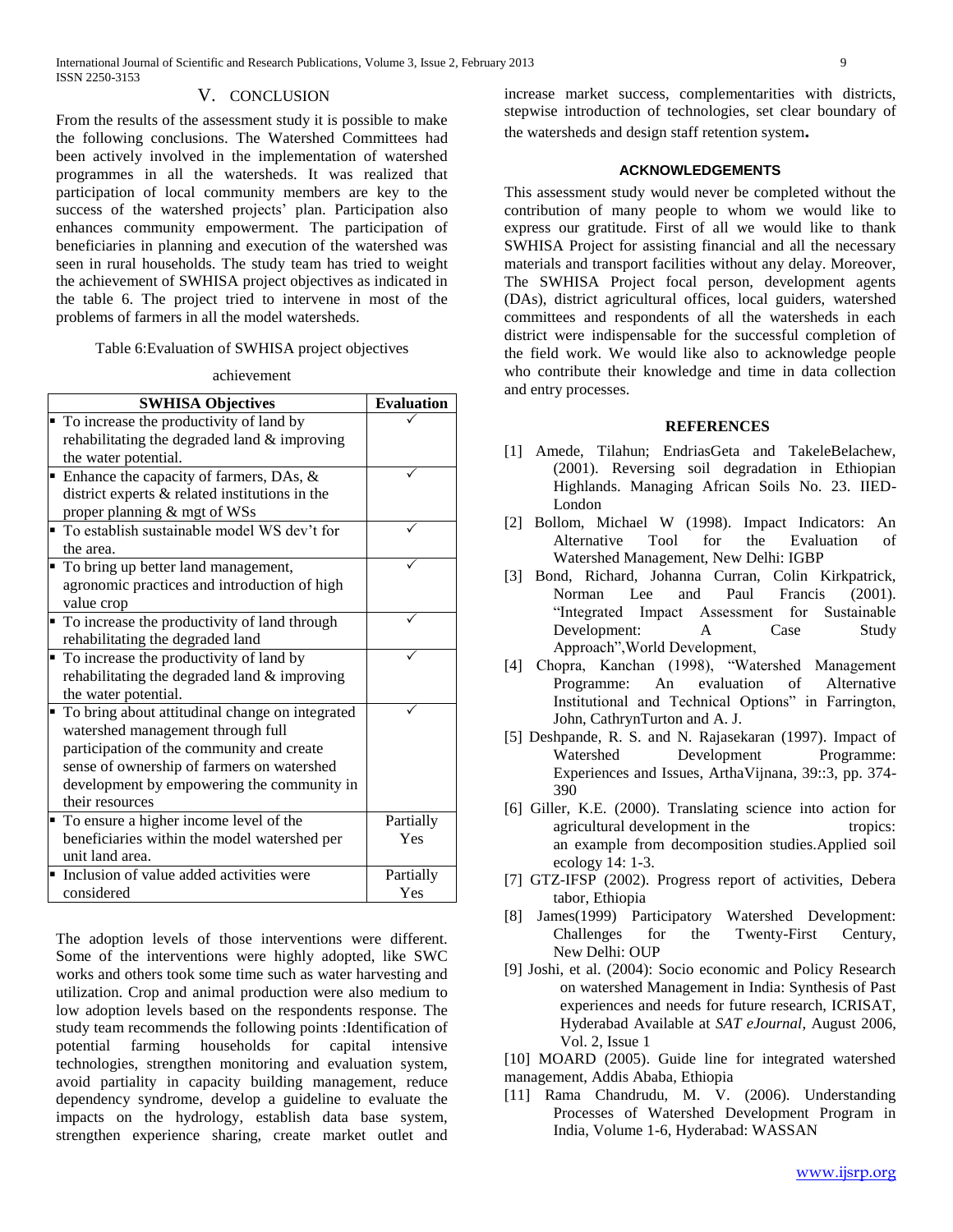## V. CONCLUSION

From the results of the assessment study it is possible to make the following conclusions. The Watershed Committees had been actively involved in the implementation of watershed programmes in all the watersheds. It was realized that participation of local community members are key to the success of the watershed projects' plan. Participation also enhances community empowerment. The participation of beneficiaries in planning and execution of the watershed was seen in rural households. The study team has tried to weight the achievement of SWHISA project objectives as indicated in the table 6. The project tried to intervene in most of the problems of farmers in all the model watersheds.

Table 6:Evaluation of SWHISA project objectives achievement

| SWHISA Objectives | Evaluation |
|---|---|
| ▪ To increase the productivity of land by rehabilitating the degraded land & improving the water potential. | ✓ |
| ▪ Enhance the capacity of farmers, DAs, & district experts & related institutions in the proper planning & mgt of WSs | ✓ |
| ▪ To establish sustainable model WS dev't for the area. | ✓ |
| ▪ To bring up better land management, agronomic practices and introduction of high value crop | ✓ |
| ▪ To increase the productivity of land through rehabilitating the degraded land | ✓ |
| ▪ To increase the productivity of land by rehabilitating the degraded land & improving the water potential. | ✓ |
| ▪ To bring about attitudinal change on integrated watershed management through full participation of the community and create sense of ownership of farmers on watershed development by empowering the community in their resources | ✓ |
| ▪ To ensure a higher income level of the beneficiaries within the model watershed per unit land area. | Partially Yes |
| ▪ Inclusion of value added activities were considered | Partially Yes |

The adoption levels of those interventions were different. Some of the interventions were highly adopted, like SWC works and others took some time such as water harvesting and utilization. Crop and animal production were also medium to low adoption levels based on the respondents response. The study team recommends the following points :Identification of potential farming households for capital intensive technologies, strengthen monitoring and evaluation system, avoid partiality in capacity building management, reduce dependency syndrome, develop a guideline to evaluate the impacts on the hydrology, establish data base system, strengthen experience sharing, create market outlet and increase market success, complementarities with districts, stepwise introduction of technologies, set clear boundary of the watersheds and design staff retention system**.**

### ACKNOWLEDGEMENTS

This assessment study would never be completed without the contribution of many people to whom we would like to express our gratitude. First of all we would like to thank SWHISA Project for assisting financial and all the necessary materials and transport facilities without any delay. Moreover, The SWHISA Project focal person, development agents (DAs), district agricultural offices, local guiders, watershed committees and respondents of all the watersheds in each district were indispensable for the successful completion of the field work. We would like also to acknowledge people who contribute their knowledge and time in data collection and entry processes.

### REFERENCES

[1] Amede, Tilahun; EndriasGeta and TakeleBelachew, (2001). Reversing soil degradation in Ethiopian Highlands. Managing African Soils No. 23. IIED-London

[2] Bollom, Michael W (1998). Impact Indicators: An Alternative Tool for the Evaluation of Watershed Management, New Delhi: IGBP

[3] Bond, Richard, Johanna Curran, Colin Kirkpatrick, Norman Lee and Paul Francis (2001). "Integrated Impact Assessment for Sustainable Development: A Case Study Approach",World Development,

[4] Chopra, Kanchan (1998), "Watershed Management Programme: An evaluation of Alternative Institutional and Technical Options" in Farrington, John, CathrynTurton and A. J.

[5] Deshpande, R. S. and N. Rajasekaran (1997). Impact of Watershed Development Programme: Experiences and Issues, ArthaVijnana, 39::3, pp. 374-390

[6] Giller, K.E. (2000). Translating science into action for agricultural development in the tropics: an example from decomposition studies.Applied soil ecology 14: 1-3.

[7] GTZ-IFSP (2002). Progress report of activities, Debera tabor, Ethiopia

[8] James(1999) Participatory Watershed Development: Challenges for the Twenty-First Century, New Delhi: OUP

[9] Joshi, et al. (2004): Socio economic and Policy Research on watershed Management in India: Synthesis of Past experiences and needs for future research, ICRISAT, Hyderabad Available at *SAT eJournal*, August 2006, Vol. 2, Issue 1

[10] MOARD (2005). Guide line for integrated watershed management, Addis Ababa, Ethiopia

[11] Rama Chandrudu, M. V. (2006). Understanding Processes of Watershed Development Program in India, Volume 1-6, Hyderabad: WASSAN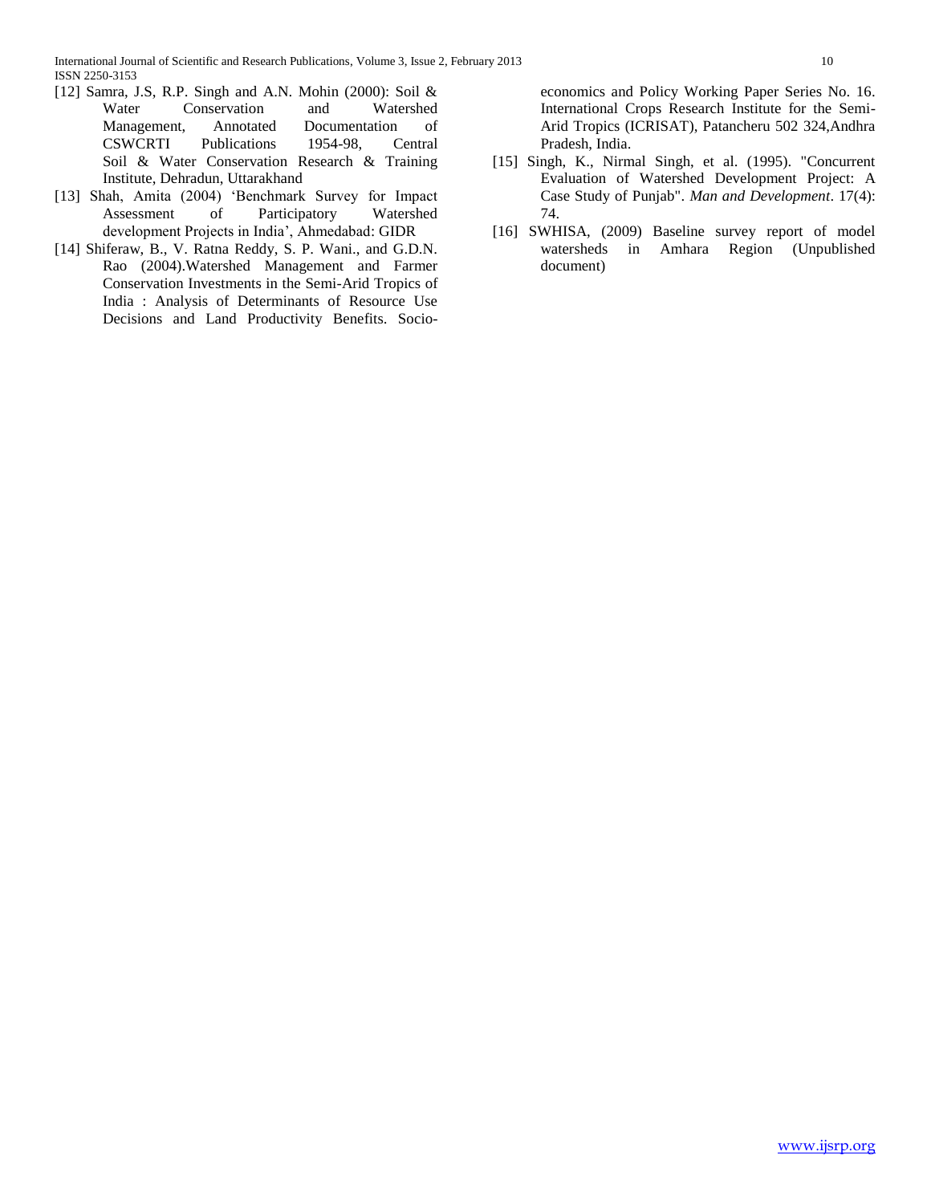[12] Samra, J.S, R.P. Singh and A.N. Mohin (2000): Soil & Water Conservation and Watershed Management, Annotated Documentation of CSWCRTI Publications 1954-98, Central Soil & Water Conservation Research & Training Institute, Dehradun, Uttarakhand

[13] Shah, Amita (2004) 'Benchmark Survey for Impact Assessment of Participatory Watershed development Projects in India', Ahmedabad: GIDR

[14] Shiferaw, B., V. Ratna Reddy, S. P. Wani., and G.D.N. Rao (2004).Watershed Management and Farmer Conservation Investments in the Semi-Arid Tropics of India : Analysis of Determinants of Resource Use Decisions and Land Productivity Benefits. Socio-economics and Policy Working Paper Series No. 16. International Crops Research Institute for the Semi-Arid Tropics (ICRISAT), Patancheru 502 324,Andhra Pradesh, India.

[15] Singh, K., Nirmal Singh, et al. (1995). "Concurrent Evaluation of Watershed Development Project: A Case Study of Punjab". *Man and Development*. 17(4): 74.

[16] SWHISA, (2009) Baseline survey report of model watersheds in Amhara Region (Unpublished document)